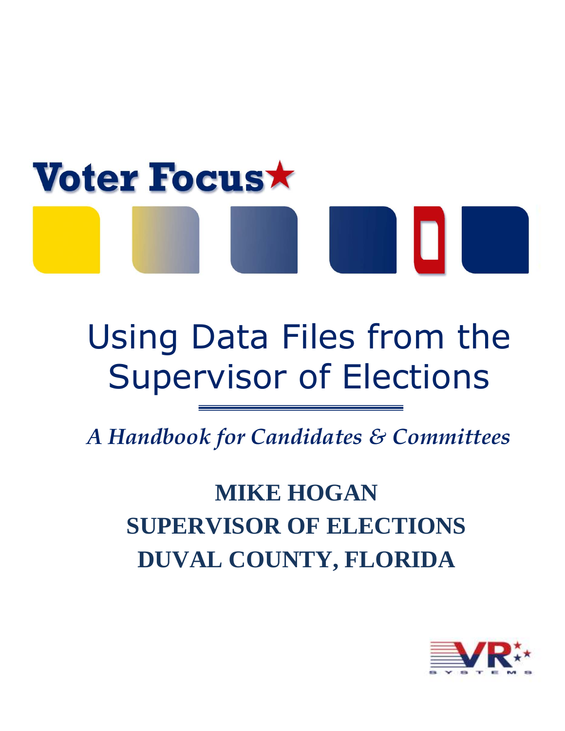Voter Focus★

# Using Data Files from the Supervisor of Elections

*A Handbook for Candidates & Committees*

**MIKE HOGAN**
**SUPERVISOR OF ELECTIONS**
**DUVAL COUNTY, FLORIDA**

VR SYSTEMS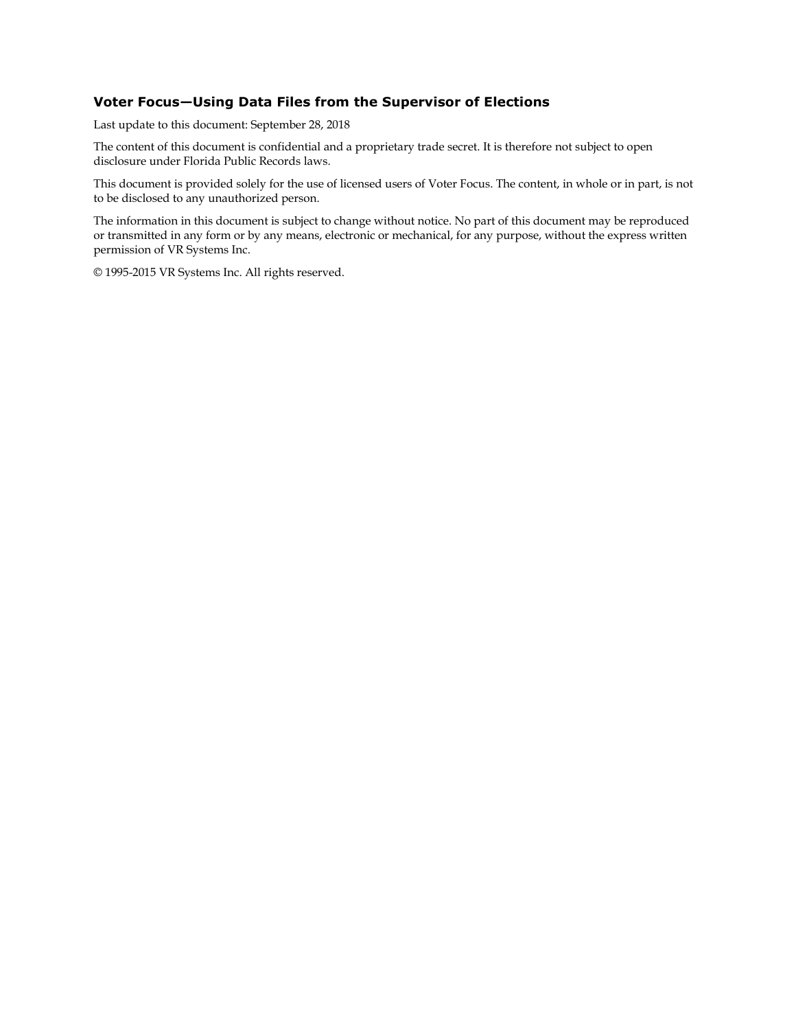### Voter Focus—Using Data Files from the Supervisor of Elections

Last update to this document: September 28, 2018

The content of this document is confidential and a proprietary trade secret. It is therefore not subject to open disclosure under Florida Public Records laws.

This document is provided solely for the use of licensed users of Voter Focus. The content, in whole or in part, is not to be disclosed to any unauthorized person.

The information in this document is subject to change without notice. No part of this document may be reproduced or transmitted in any form or by any means, electronic or mechanical, for any purpose, without the express written permission of VR Systems Inc.

© 1995-2015 VR Systems Inc. All rights reserved.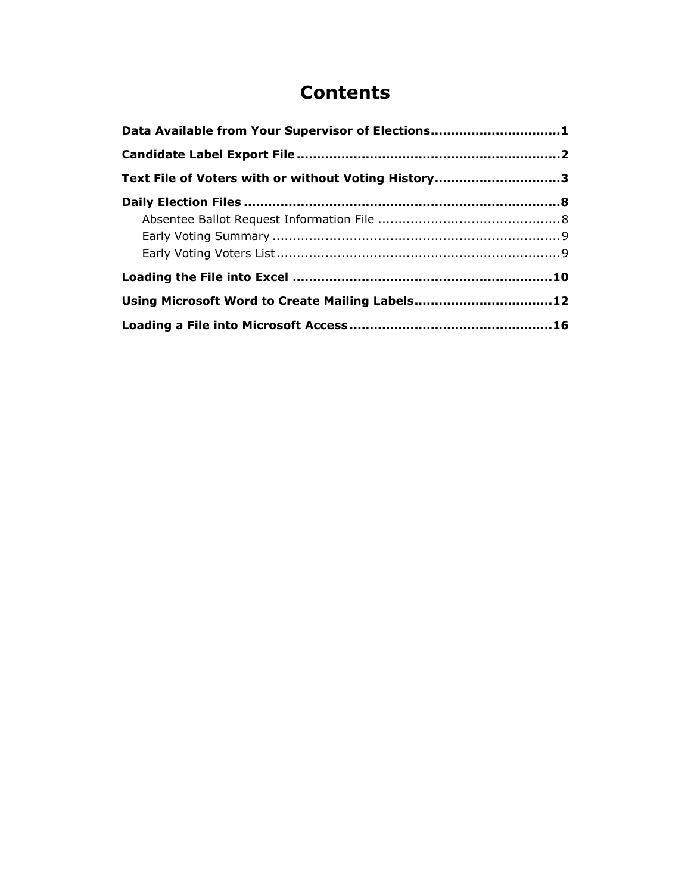# Contents

**Data Available from Your Supervisor of Elections** ............................... **1**

**Candidate Label Export File** ................................................................. **2**

**Text File of Voters with or without Voting History** .............................. **3**

**Daily Election Files** .............................................................................. **8**

- Absentee Ballot Request Information File ............................................. 8
- Early Voting Summary ......................................................................... 9
- Early Voting Voters List ....................................................................... 9

**Loading the File into Excel** ................................................................ **10**

**Using Microsoft Word to Create Mailing Labels** ................................. **12**

**Loading a File into Microsoft Access** ................................................. **16**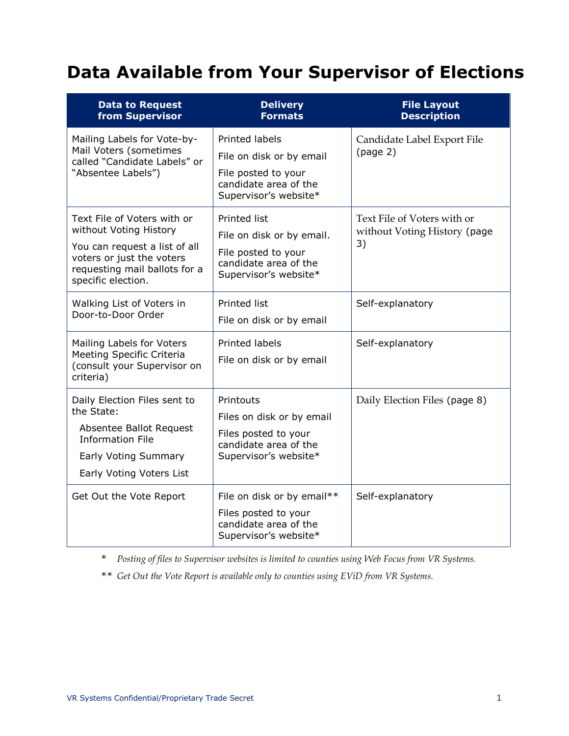# Data Available from Your Supervisor of Elections

| Data to Request from Supervisor | Delivery Formats | File Layout Description |
|---|---|---|
| Mailing Labels for Vote-by-Mail Voters (sometimes called "Candidate Labels" or "Absentee Labels") | Printed labels<br>File on disk or by email<br>File posted to your candidate area of the Supervisor's website* | Candidate Label Export File (page 2) |
| Text File of Voters with or without Voting History<br>You can request a list of all voters or just the voters requesting mail ballots for a specific election. | Printed list<br>File on disk or by email.<br>File posted to your candidate area of the Supervisor's website* | Text File of Voters with or without Voting History (page 3) |
| Walking List of Voters in Door-to-Door Order | Printed list<br>File on disk or by email | Self-explanatory |
| Mailing Labels for Voters Meeting Specific Criteria (consult your Supervisor on criteria) | Printed labels<br>File on disk or by email | Self-explanatory |
| Daily Election Files sent to the State:<br>Absentee Ballot Request Information File<br>Early Voting Summary<br>Early Voting Voters List | Printouts<br>Files on disk or by email<br>Files posted to your candidate area of the Supervisor's website* | Daily Election Files (page 8) |
| Get Out the Vote Report | File on disk or by email**<br>Files posted to your candidate area of the Supervisor's website* | Self-explanatory |

\* *Posting of files to Supervisor websites is limited to counties using Web Focus from VR Systems.*

\*\* *Get Out the Vote Report is available only to counties using EViD from VR Systems.*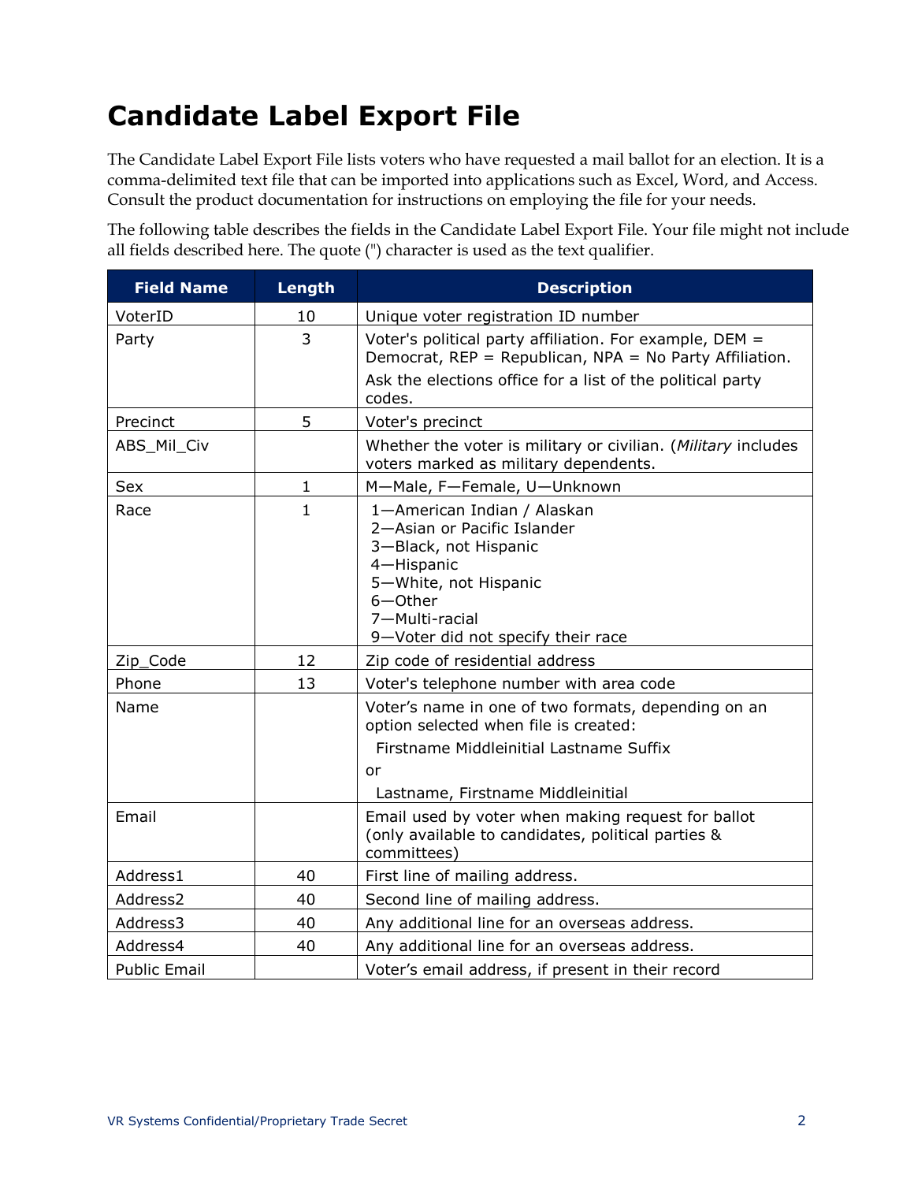# Candidate Label Export File

The Candidate Label Export File lists voters who have requested a mail ballot for an election. It is a comma-delimited text file that can be imported into applications such as Excel, Word, and Access. Consult the product documentation for instructions on employing the file for your needs.

The following table describes the fields in the Candidate Label Export File. Your file might not include all fields described here. The quote (") character is used as the text qualifier.

| Field Name | Length | Description |
|---|---|---|
| VoterID | 10 | Unique voter registration ID number |
| Party | 3 | Voter's political party affiliation. For example, DEM = Democrat, REP = Republican, NPA = No Party Affiliation.<br>Ask the elections office for a list of the political party codes. |
| Precinct | 5 | Voter's precinct |
| ABS_Mil_Civ | | Whether the voter is military or civilian. (*Military* includes voters marked as military dependents. |
| Sex | 1 | M—Male, F—Female, U—Unknown |
| Race | 1 | 1—American Indian / Alaskan<br>2—Asian or Pacific Islander<br>3—Black, not Hispanic<br>4—Hispanic<br>5—White, not Hispanic<br>6—Other<br>7—Multi-racial<br>9—Voter did not specify their race |
| Zip_Code | 12 | Zip code of residential address |
| Phone | 13 | Voter's telephone number with area code |
| Name | | Voter's name in one of two formats, depending on an option selected when file is created:<br>Firstname Middleinitial Lastname Suffix<br>or<br>Lastname, Firstname Middleinitial |
| Email | | Email used by voter when making request for ballot (only available to candidates, political parties & committees) |
| Address1 | 40 | First line of mailing address. |
| Address2 | 40 | Second line of mailing address. |
| Address3 | 40 | Any additional line for an overseas address. |
| Address4 | 40 | Any additional line for an overseas address. |
| Public Email | | Voter's email address, if present in their record |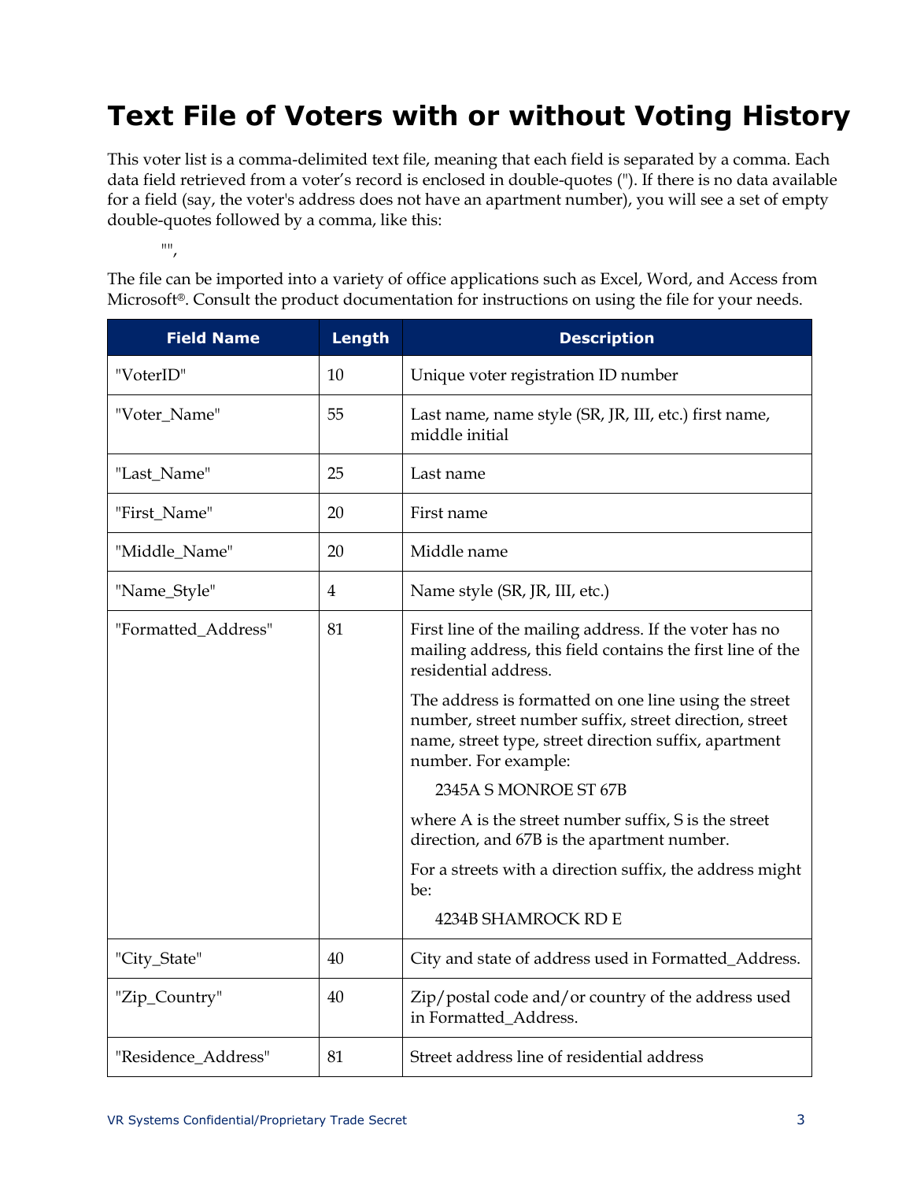# Text File of Voters with or without Voting History

This voter list is a comma-delimited text file, meaning that each field is separated by a comma. Each data field retrieved from a voter's record is enclosed in double-quotes ("). If there is no data available for a field (say, the voter's address does not have an apartment number), you will see a set of empty double-quotes followed by a comma, like this:

"",

The file can be imported into a variety of office applications such as Excel, Word, and Access from Microsoft®. Consult the product documentation for instructions on using the file for your needs.

| Field Name | Length | Description |
|---|---|---|
| "VoterID" | 10 | Unique voter registration ID number |
| "Voter_Name" | 55 | Last name, name style (SR, JR, III, etc.) first name, middle initial |
| "Last_Name" | 25 | Last name |
| "First_Name" | 20 | First name |
| "Middle_Name" | 20 | Middle name |
| "Name_Style" | 4 | Name style (SR, JR, III, etc.) |
| "Formatted_Address" | 81 | First line of the mailing address. If the voter has no mailing address, this field contains the first line of the residential address.<br><br>The address is formatted on one line using the street number, street number suffix, street direction, street name, street type, street direction suffix, apartment number. For example:<br><br>2345A S MONROE ST 67B<br><br>where A is the street number suffix, S is the street direction, and 67B is the apartment number.<br><br>For a streets with a direction suffix, the address might be:<br><br>4234B SHAMROCK RD E |
| "City_State" | 40 | City and state of address used in Formatted_Address. |
| "Zip_Country" | 40 | Zip/postal code and/or country of the address used in Formatted_Address. |
| "Residence_Address" | 81 | Street address line of residential address |

VR Systems Confidential/Proprietary Trade Secret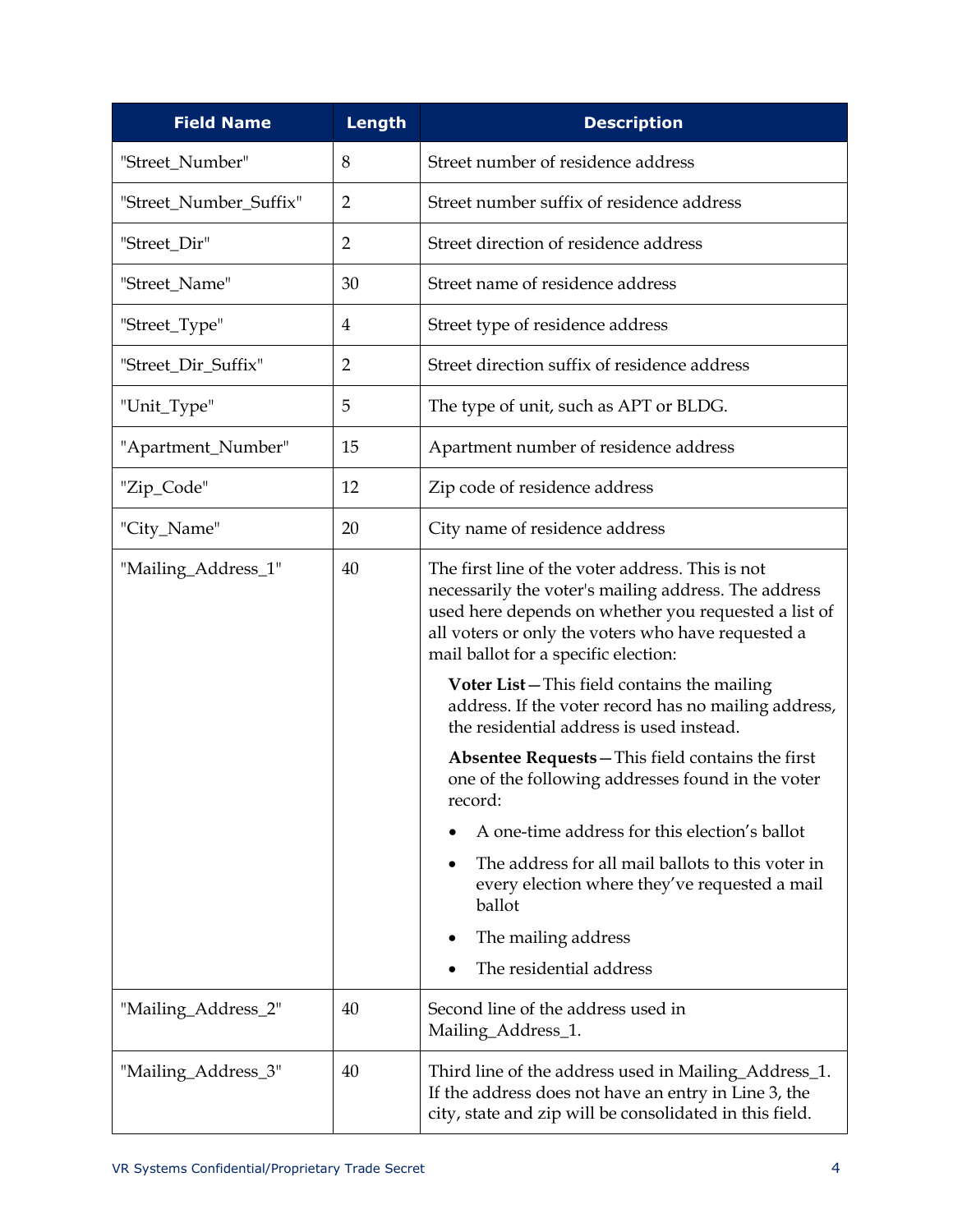| Field Name | Length | Description |
|---|---|---|
| "Street_Number" | 8 | Street number of residence address |
| "Street_Number_Suffix" | 2 | Street number suffix of residence address |
| "Street_Dir" | 2 | Street direction of residence address |
| "Street_Name" | 30 | Street name of residence address |
| "Street_Type" | 4 | Street type of residence address |
| "Street_Dir_Suffix" | 2 | Street direction suffix of residence address |
| "Unit_Type" | 5 | The type of unit, such as APT or BLDG. |
| "Apartment_Number" | 15 | Apartment number of residence address |
| "Zip_Code" | 12 | Zip code of residence address |
| "City_Name" | 20 | City name of residence address |
| "Mailing_Address_1" | 40 | The first line of the voter address. This is not necessarily the voter's mailing address. The address used here depends on whether you requested a list of all voters or only the voters who have requested a mail ballot for a specific election:<br><br>**Voter List**—This field contains the mailing address. If the voter record has no mailing address, the residential address is used instead.<br><br>**Absentee Requests**—This field contains the first one of the following addresses found in the voter record:<br><br>• A one-time address for this election's ballot<br>• The address for all mail ballots to this voter in every election where they've requested a mail ballot<br>• The mailing address<br>• The residential address |
| "Mailing_Address_2" | 40 | Second line of the address used in Mailing_Address_1. |
| "Mailing_Address_3" | 40 | Third line of the address used in Mailing_Address_1. If the address does not have an entry in Line 3, the city, state and zip will be consolidated in this field. |

VR Systems Confidential/Proprietary Trade Secret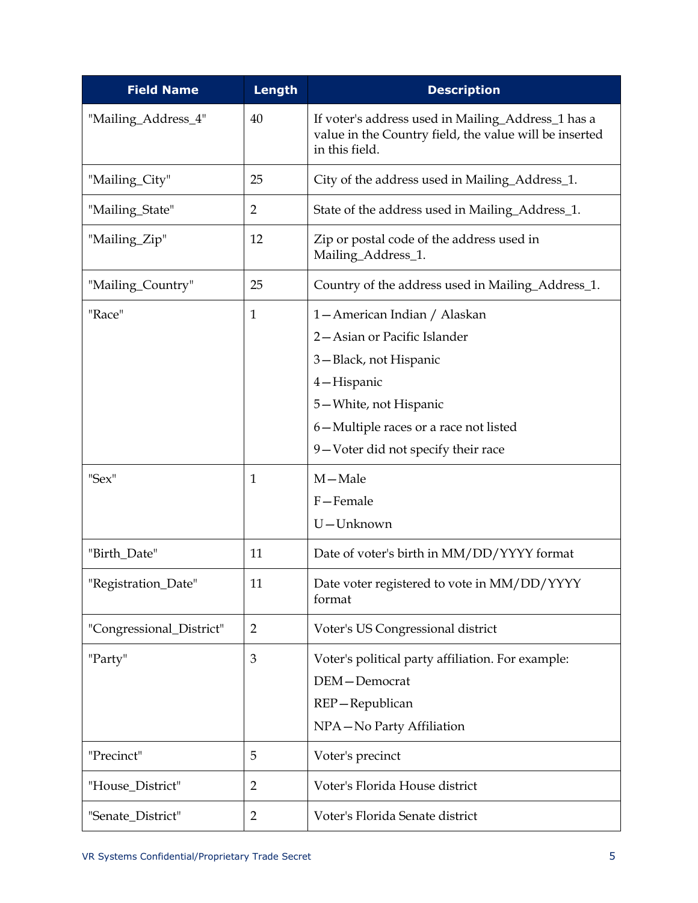| Field Name | Length | Description |
|---|---|---|
| "Mailing_Address_4" | 40 | If voter's address used in Mailing_Address_1 has a value in the Country field, the value will be inserted in this field. |
| "Mailing_City" | 25 | City of the address used in Mailing_Address_1. |
| "Mailing_State" | 2 | State of the address used in Mailing_Address_1. |
| "Mailing_Zip" | 12 | Zip or postal code of the address used in Mailing_Address_1. |
| "Mailing_Country" | 25 | Country of the address used in Mailing_Address_1. |
| "Race" | 1 | 1—American Indian / Alaskan<br>2—Asian or Pacific Islander<br>3—Black, not Hispanic<br>4—Hispanic<br>5—White, not Hispanic<br>6—Multiple races or a race not listed<br>9—Voter did not specify their race |
| "Sex" | 1 | M—Male<br>F—Female<br>U—Unknown |
| "Birth_Date" | 11 | Date of voter's birth in MM/DD/YYYY format |
| "Registration_Date" | 11 | Date voter registered to vote in MM/DD/YYYY format |
| "Congressional_District" | 2 | Voter's US Congressional district |
| "Party" | 3 | Voter's political party affiliation. For example:<br>DEM—Democrat<br>REP—Republican<br>NPA—No Party Affiliation |
| "Precinct" | 5 | Voter's precinct |
| "House_District" | 2 | Voter's Florida House district |
| "Senate_District" | 2 | Voter's Florida Senate district |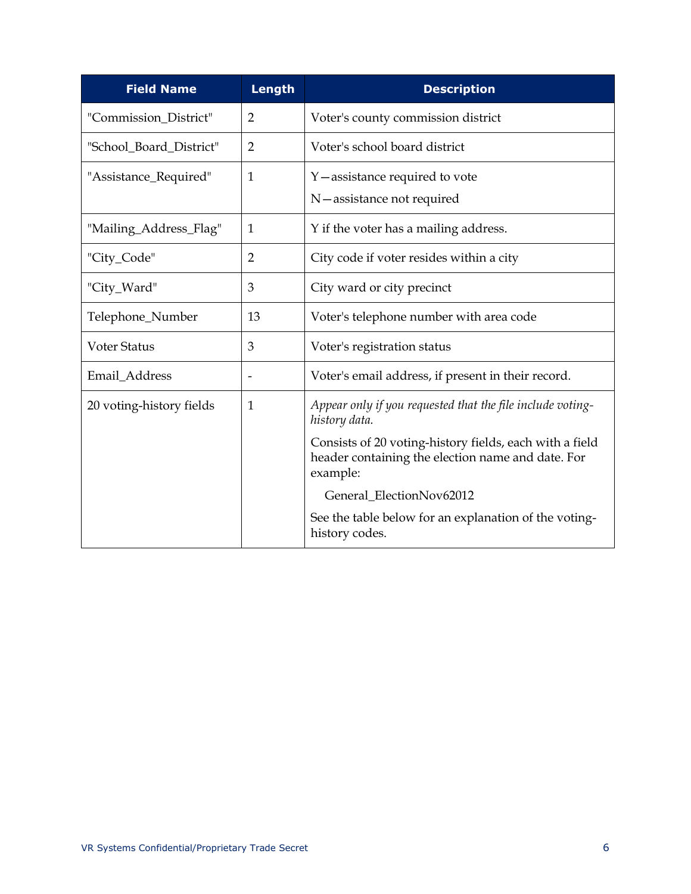| Field Name | Length | Description |
| --- | --- | --- |
| "Commission_District" | 2 | Voter's county commission district |
| "School_Board_District" | 2 | Voter's school board district |
| "Assistance_Required" | 1 | Y—assistance required to vote<br>N—assistance not required |
| "Mailing_Address_Flag" | 1 | Y if the voter has a mailing address. |
| "City_Code" | 2 | City code if voter resides within a city |
| "City_Ward" | 3 | City ward or city precinct |
| Telephone_Number | 13 | Voter's telephone number with area code |
| Voter Status | 3 | Voter's registration status |
| Email_Address | - | Voter's email address, if present in their record. |
| 20 voting-history fields | 1 | *Appear only if you requested that the file include voting-history data.*<br>Consists of 20 voting-history fields, each with a field header containing the election name and date. For example:<br>General_ElectionNov62012<br>See the table below for an explanation of the voting-history codes. |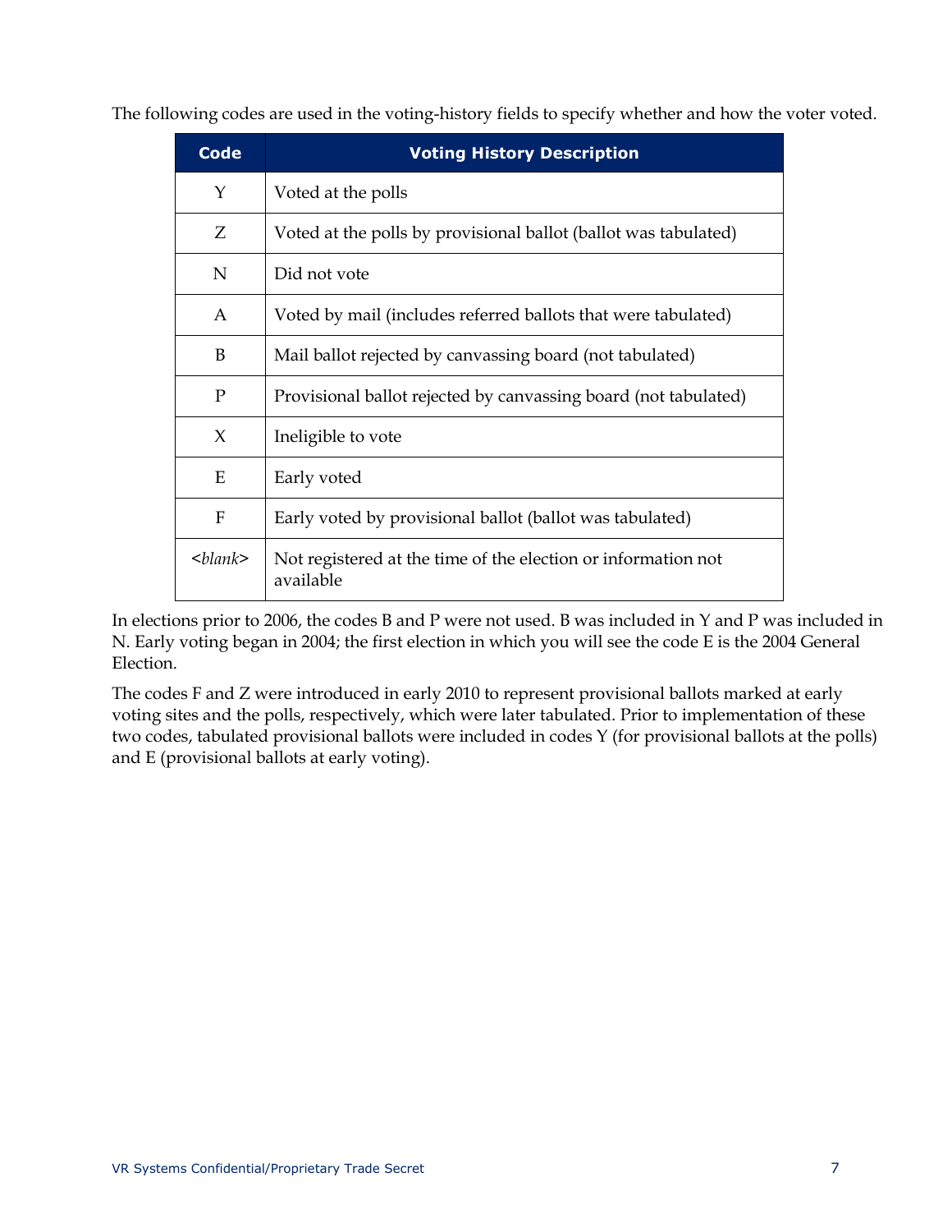The following codes are used in the voting-history fields to specify whether and how the voter voted.

| Code | Voting History Description |
|---|---|
| Y | Voted at the polls |
| Z | Voted at the polls by provisional ballot (ballot was tabulated) |
| N | Did not vote |
| A | Voted by mail (includes referred ballots that were tabulated) |
| B | Mail ballot rejected by canvassing board (not tabulated) |
| P | Provisional ballot rejected by canvassing board (not tabulated) |
| X | Ineligible to vote |
| E | Early voted |
| F | Early voted by provisional ballot (ballot was tabulated) |
| <*blank*> | Not registered at the time of the election or information not available |

In elections prior to 2006, the codes B and P were not used. B was included in Y and P was included in N. Early voting began in 2004; the first election in which you will see the code E is the 2004 General Election.

The codes F and Z were introduced in early 2010 to represent provisional ballots marked at early voting sites and the polls, respectively, which were later tabulated. Prior to implementation of these two codes, tabulated provisional ballots were included in codes Y (for provisional ballots at the polls) and E (provisional ballots at early voting).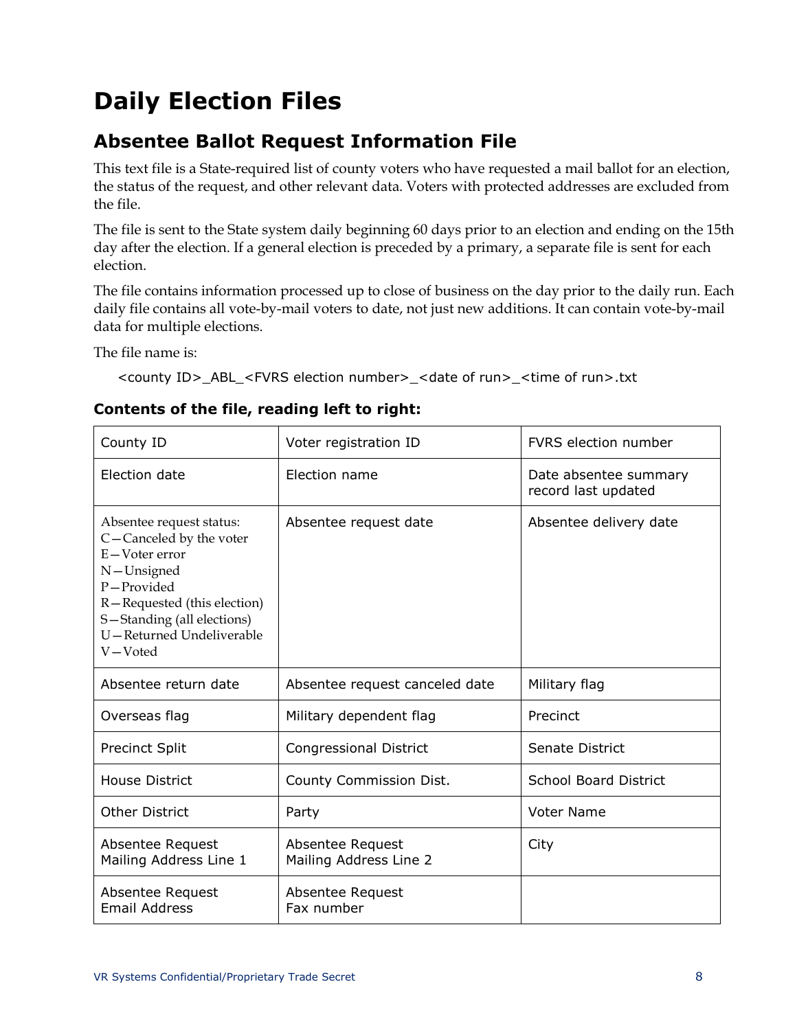# Daily Election Files

## Absentee Ballot Request Information File

This text file is a State-required list of county voters who have requested a mail ballot for an election, the status of the request, and other relevant data. Voters with protected addresses are excluded from the file.

The file is sent to the State system daily beginning 60 days prior to an election and ending on the 15th day after the election. If a general election is preceded by a primary, a separate file is sent for each election.

The file contains information processed up to close of business on the day prior to the daily run. Each daily file contains all vote-by-mail voters to date, not just new additions. It can contain vote-by-mail data for multiple elections.

The file name is:

```
<county ID>_ABL_<FVRS election number>_<date of run>_<time of run>.txt
```

**Contents of the file, reading left to right:**

| | | |
|---|---|---|
| County ID | Voter registration ID | FVRS election number |
| Election date | Election name | Date absentee summary record last updated |
| Absentee request status:<br>C—Canceled by the voter<br>E—Voter error<br>N—Unsigned<br>P—Provided<br>R—Requested (this election)<br>S—Standing (all elections)<br>U—Returned Undeliverable<br>V—Voted | Absentee request date | Absentee delivery date |
| Absentee return date | Absentee request canceled date | Military flag |
| Overseas flag | Military dependent flag | Precinct |
| Precinct Split | Congressional District | Senate District |
| House District | County Commission Dist. | School Board District |
| Other District | Party | Voter Name |
| Absentee Request Mailing Address Line 1 | Absentee Request Mailing Address Line 2 | City |
| Absentee Request Email Address | Absentee Request Fax number | |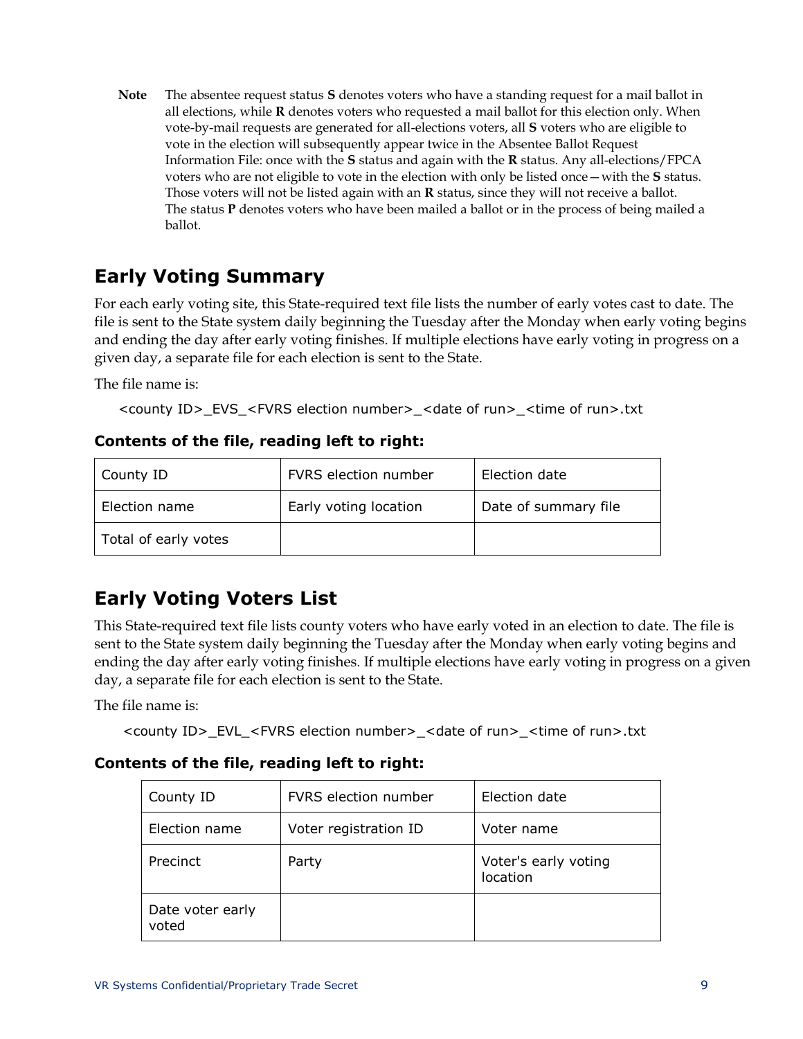**Note** The absentee request status **S** denotes voters who have a standing request for a mail ballot in all elections, while **R** denotes voters who requested a mail ballot for this election only. When vote-by-mail requests are generated for all-elections voters, all **S** voters who are eligible to vote in the election will subsequently appear twice in the Absentee Ballot Request Information File: once with the **S** status and again with the **R** status. Any all-elections/FPCA voters who are not eligible to vote in the election with only be listed once—with the **S** status. Those voters will not be listed again with an **R** status, since they will not receive a ballot. The status **P** denotes voters who have been mailed a ballot or in the process of being mailed a ballot.

## Early Voting Summary

For each early voting site, this State-required text file lists the number of early votes cast to date. The file is sent to the State system daily beginning the Tuesday after the Monday when early voting begins and ending the day after early voting finishes. If multiple elections have early voting in progress on a given day, a separate file for each election is sent to the State.

The file name is:

```
<county ID>_EVS_<FVRS election number>_<date of run>_<time of run>.txt
```

### Contents of the file, reading left to right:

| County ID | FVRS election number | Election date |
|---|---|---|
| Election name | Early voting location | Date of summary file |
| Total of early votes | | |

## Early Voting Voters List

This State-required text file lists county voters who have early voted in an election to date. The file is sent to the State system daily beginning the Tuesday after the Monday when early voting begins and ending the day after early voting finishes. If multiple elections have early voting in progress on a given day, a separate file for each election is sent to the State.

The file name is:

```
<county ID>_EVL_<FVRS election number>_<date of run>_<time of run>.txt
```

### Contents of the file, reading left to right:

| County ID | FVRS election number | Election date |
|---|---|---|
| Election name | Voter registration ID | Voter name |
| Precinct | Party | Voter's early voting location |
| Date voter early voted | | |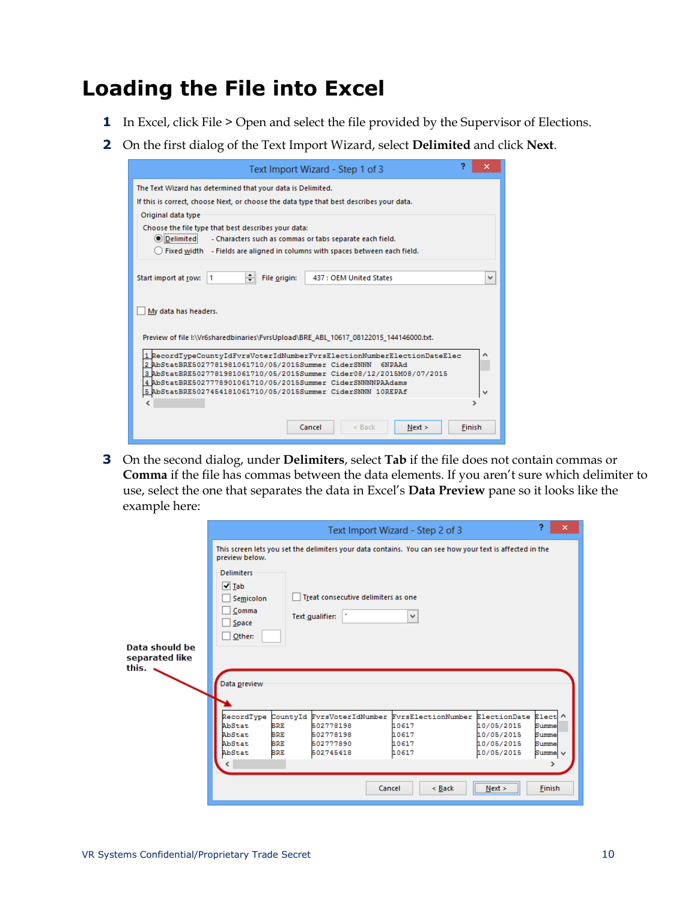# Loading the File into Excel

1. In Excel, click File > Open and select the file provided by the Supervisor of Elections.
2. On the first dialog of the Text Import Wizard, select **Delimited** and click **Next**.
3. On the second dialog, under **Delimiters**, select **Tab** if the file does not contain commas or **Comma** if the file has commas between the data elements. If you aren't sure which delimiter to use, select the one that separates the data in Excel's **Data Preview** pane so it looks like the example here:

**Data should be separated like this.**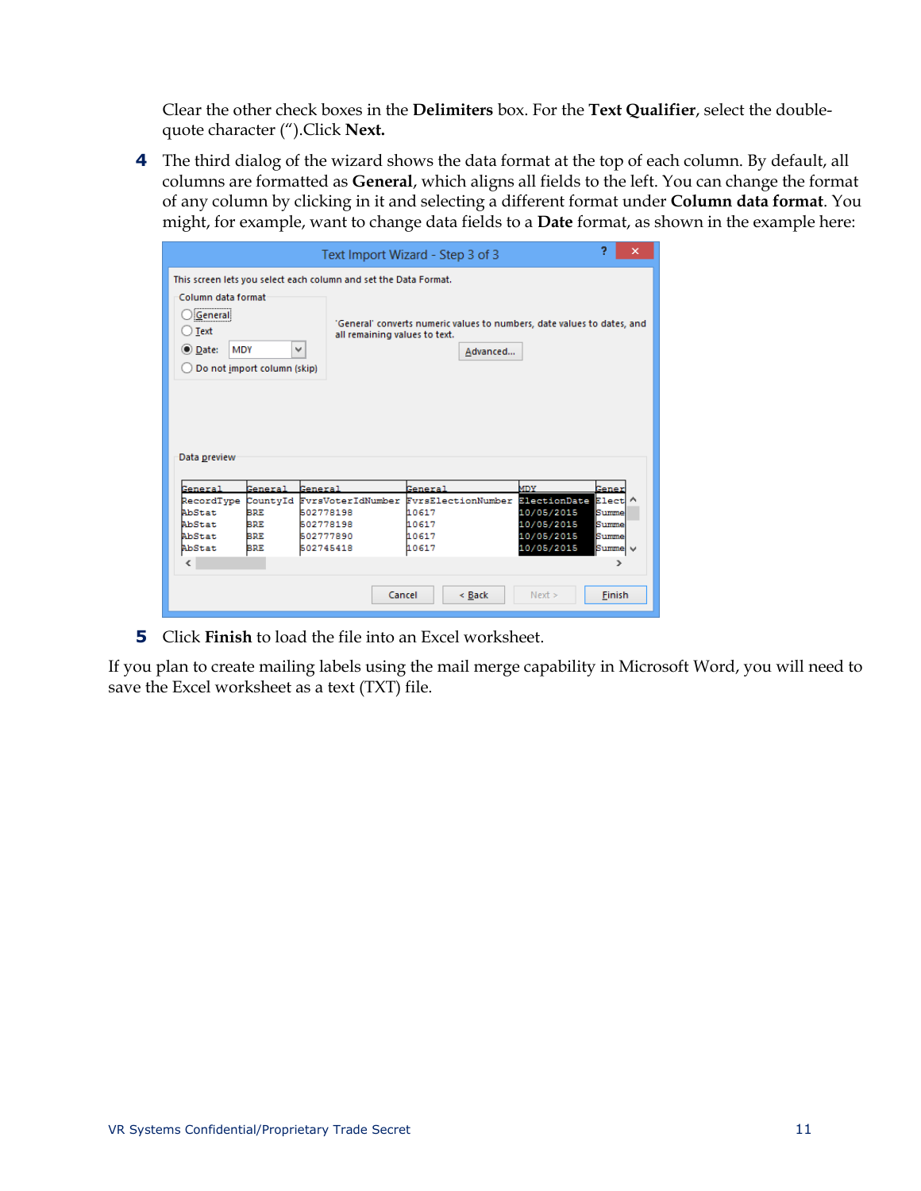Clear the other check boxes in the **Delimiters** box. For the **Text Qualifier**, select the double-quote character (").Click **Next.**

4. The third dialog of the wizard shows the data format at the top of each column. By default, all columns are formatted as **General**, which aligns all fields to the left. You can change the format of any column by clicking in it and selecting a different format under **Column data format**. You might, for example, want to change data fields to a **Date** format, as shown in the example here:

5. Click **Finish** to load the file into an Excel worksheet.

If you plan to create mailing labels using the mail merge capability in Microsoft Word, you will need to save the Excel worksheet as a text (TXT) file.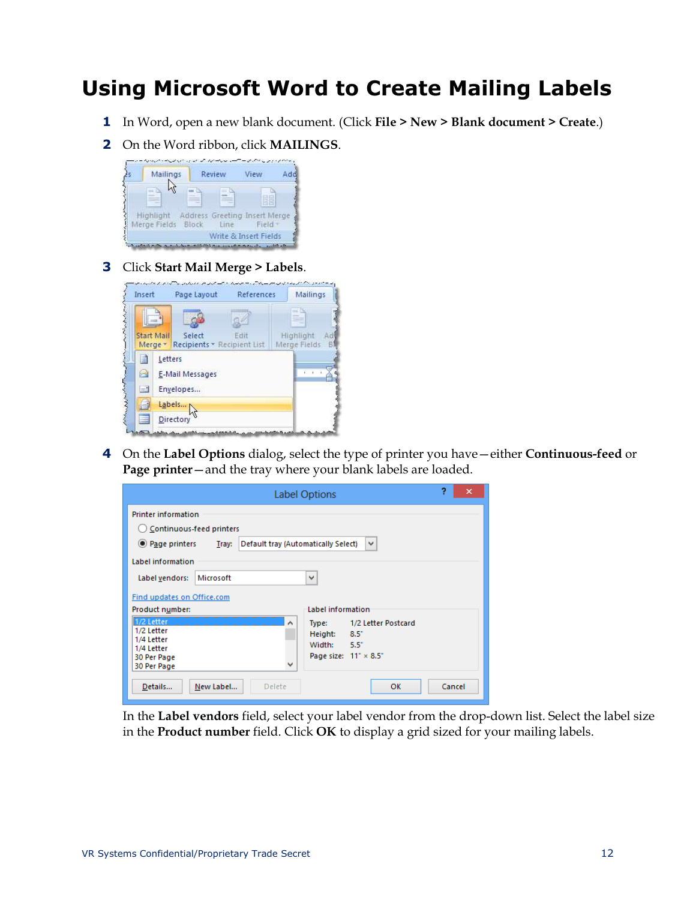# Using Microsoft Word to Create Mailing Labels

1. In Word, open a new blank document. (Click **File** > **New** > **Blank document** > **Create**.)
2. On the Word ribbon, click **MAILINGS**.
3. Click **Start Mail Merge** > **Labels**.
4. On the **Label Options** dialog, select the type of printer you have—either **Continuous-feed** or **Page printer**—and the tray where your blank labels are loaded.

   In the **Label vendors** field, select your label vendor from the drop-down list. Select the label size in the **Product number** field. Click **OK** to display a grid sized for your mailing labels.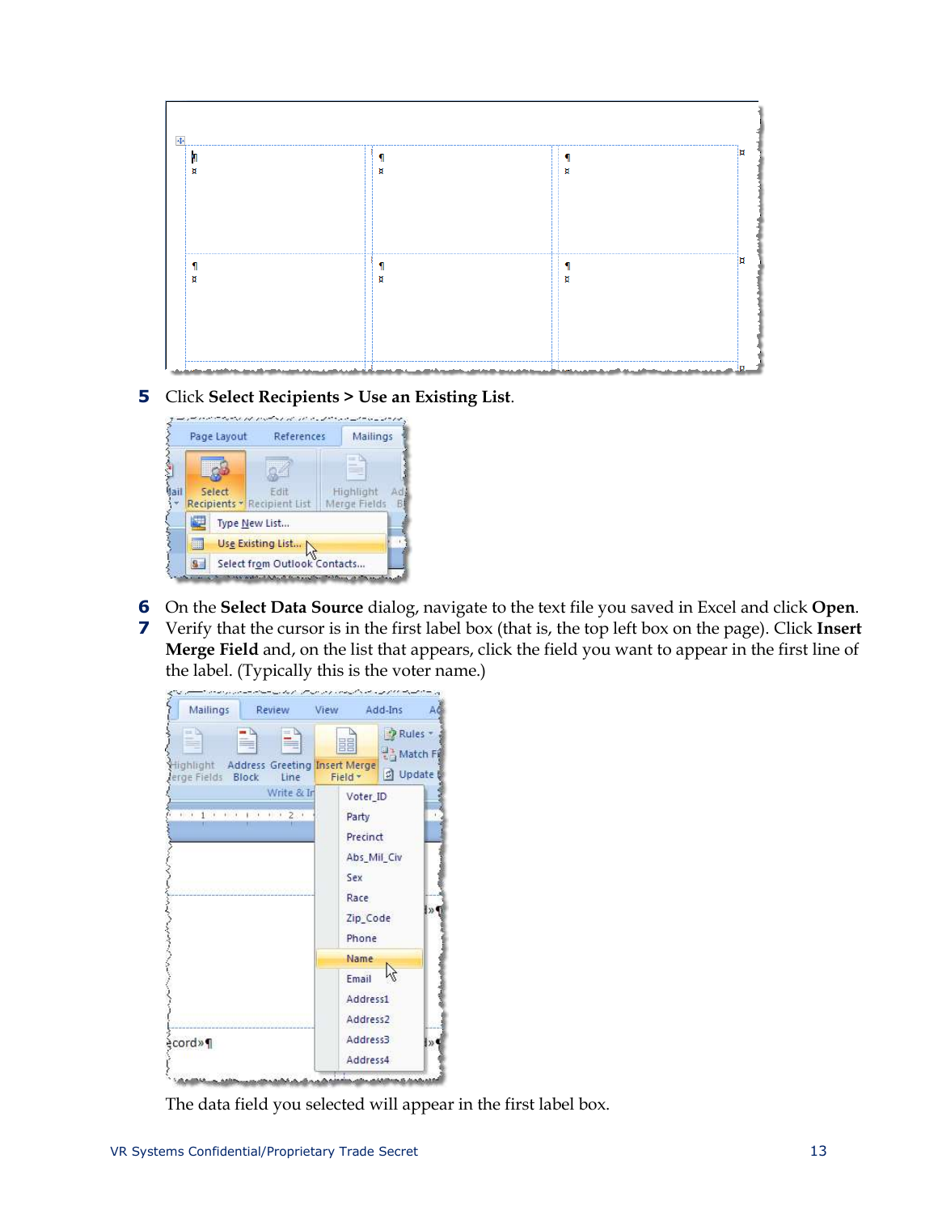5. Click **Select Recipients > Use an Existing List**.

6. On the **Select Data Source** dialog, navigate to the text file you saved in Excel and click **Open**.
7. Verify that the cursor is in the first label box (that is, the top left box on the page). Click **Insert Merge Field** and, on the list that appears, click the field you want to appear in the first line of the label. (Typically this is the voter name.)

   The data field you selected will appear in the first label box.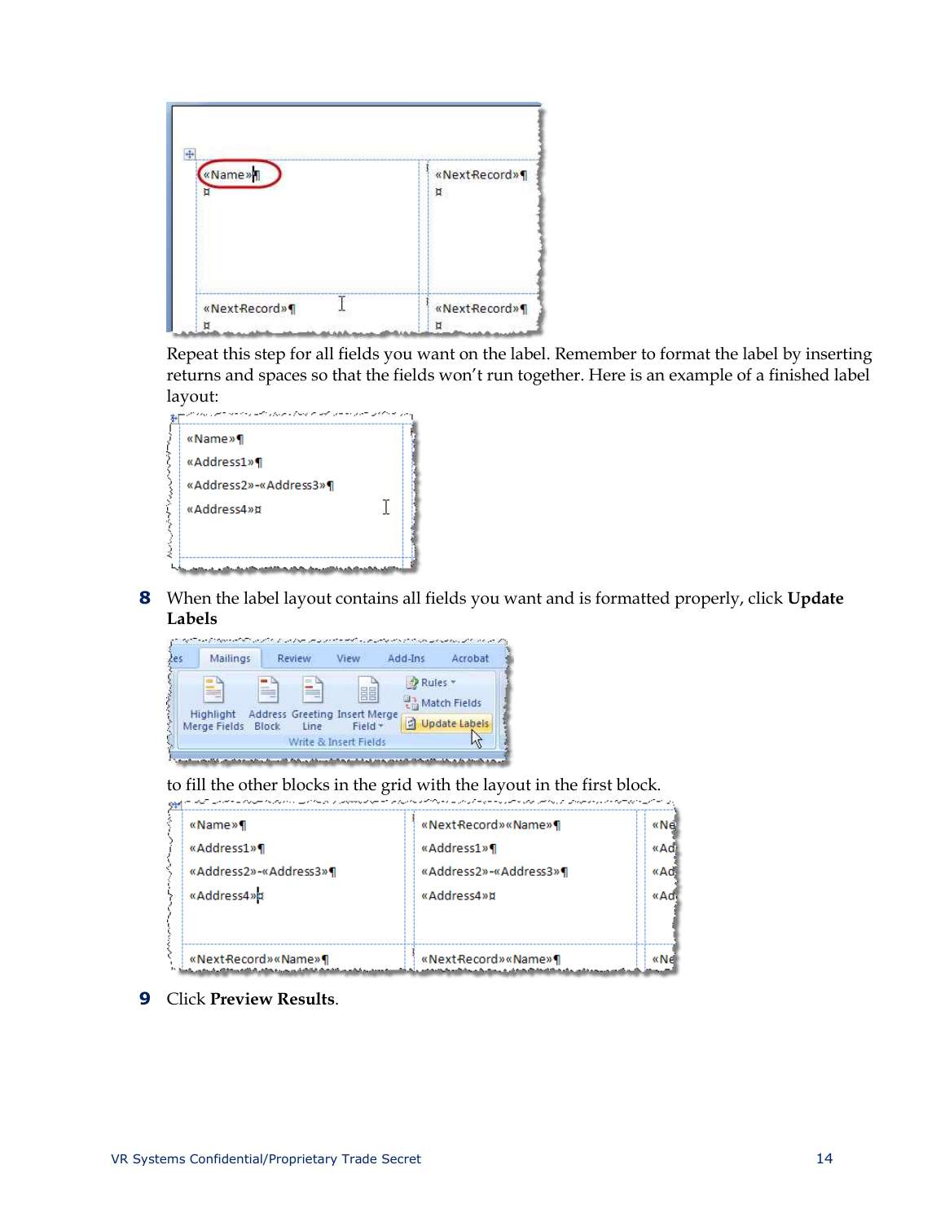Repeat this step for all fields you want on the label. Remember to format the label by inserting returns and spaces so that the fields won't run together. Here is an example of a finished label layout:

8. When the label layout contains all fields you want and is formatted properly, click **Update Labels** to fill the other blocks in the grid with the layout in the first block.

9. Click **Preview Results**.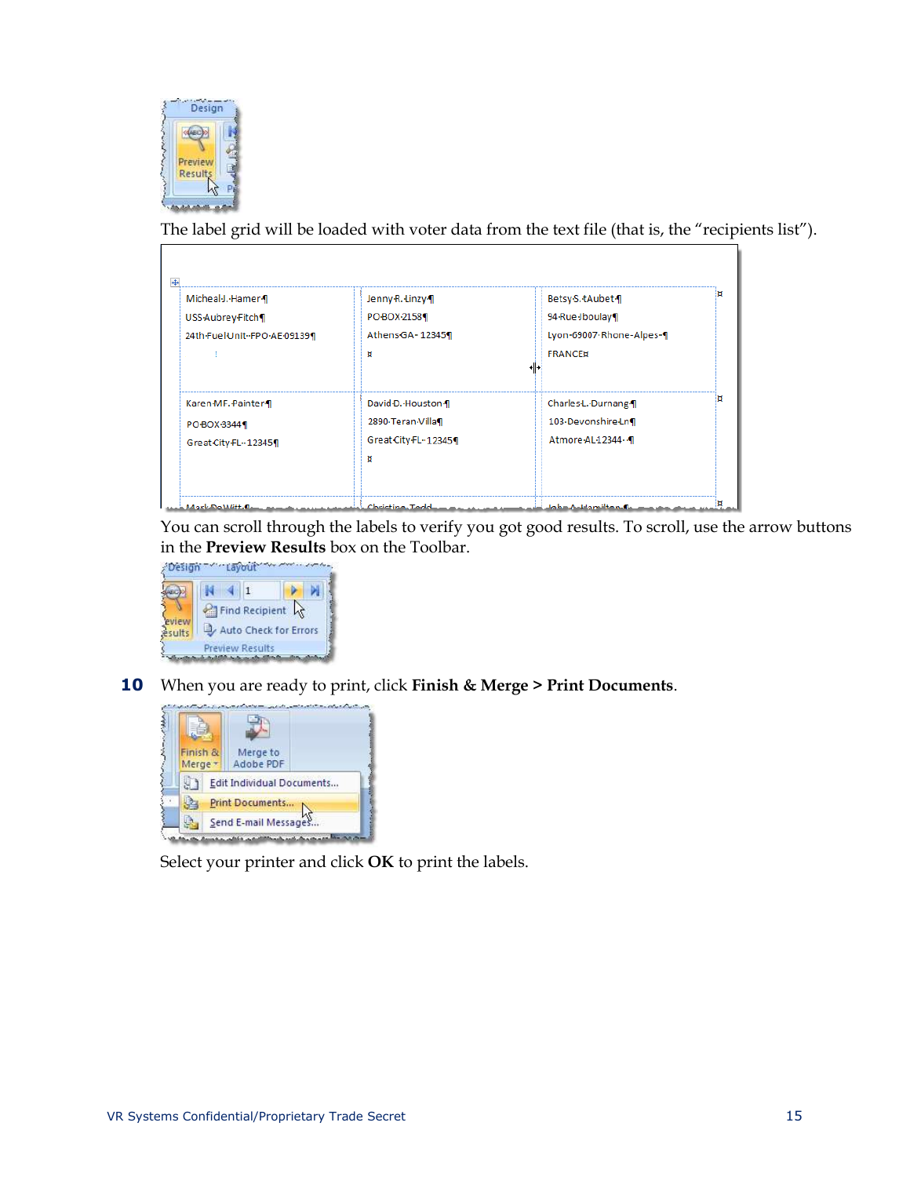The label grid will be loaded with voter data from the text file (that is, the "recipients list").

You can scroll through the labels to verify you got good results. To scroll, use the arrow buttons in the **Preview Results** box on the Toolbar.

**10** When you are ready to print, click **Finish & Merge > Print Documents**.

Select your printer and click **OK** to print the labels.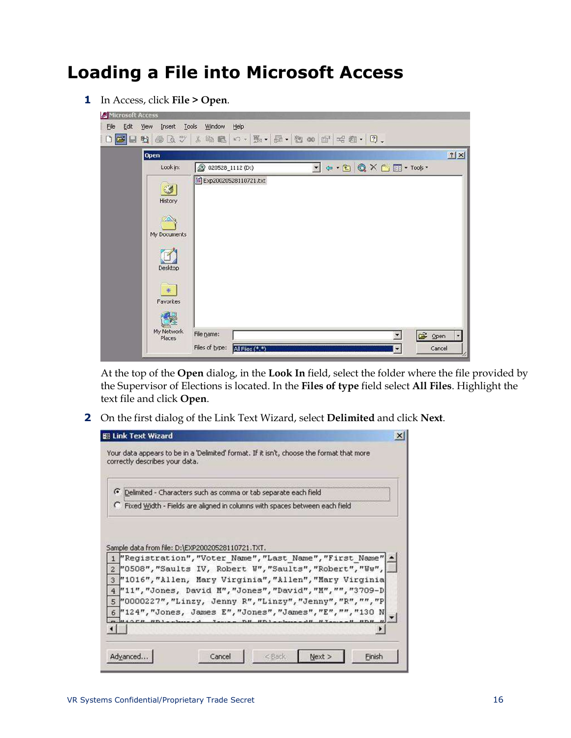# Loading a File into Microsoft Access

1. In Access, click **File > Open**.

   At the top of the **Open** dialog, in the **Look In** field, select the folder where the file provided by the Supervisor of Elections is located. In the **Files of type** field select **All Files**. Highlight the text file and click **Open**.

2. On the first dialog of the Link Text Wizard, select **Delimited** and click **Next**.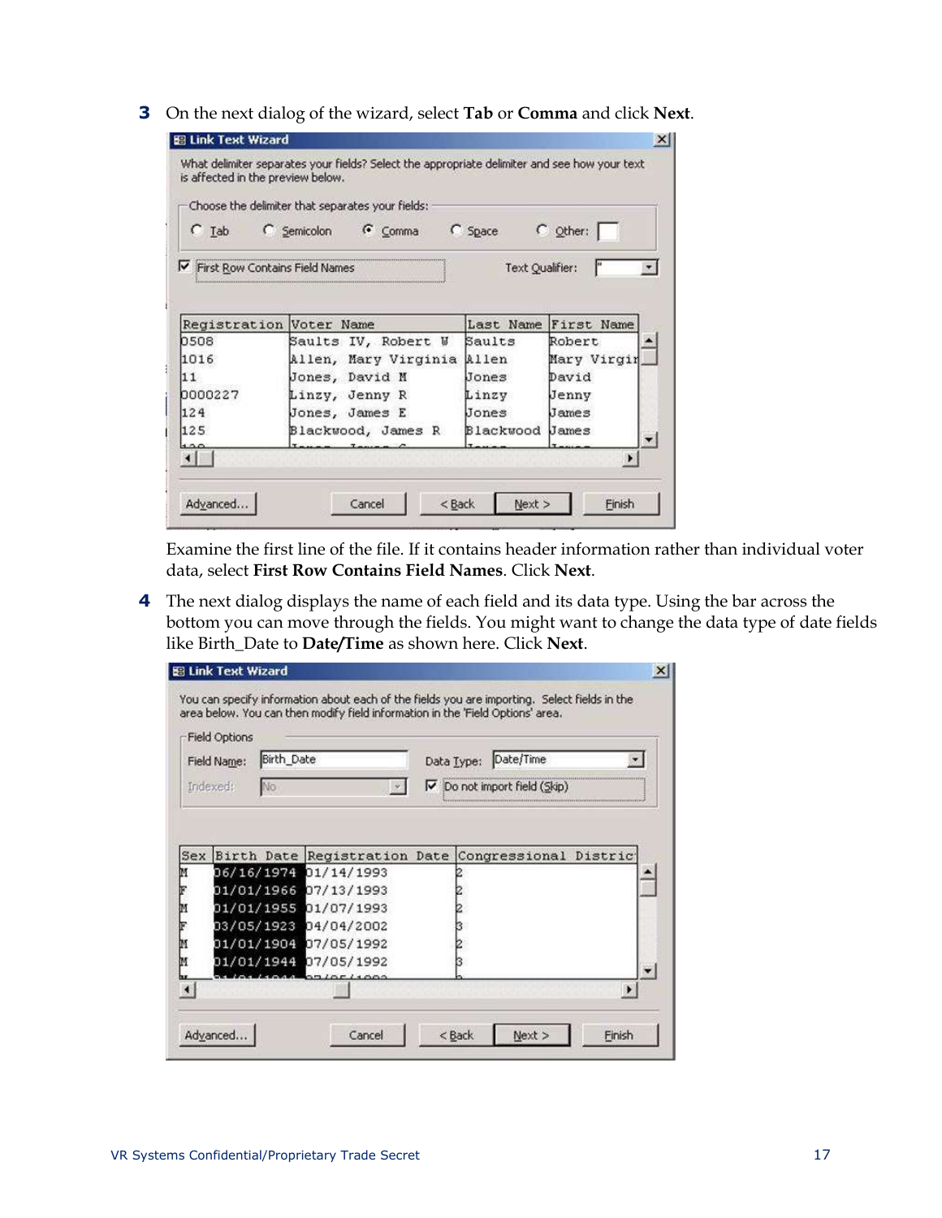3 On the next dialog of the wizard, select **Tab** or **Comma** and click **Next**.

Examine the first line of the file. If it contains header information rather than individual voter data, select **First Row Contains Field Names**. Click **Next**.

4 The next dialog displays the name of each field and its data type. Using the bar across the bottom you can move through the fields. You might want to change the data type of date fields like Birth_Date to **Date/Time** as shown here. Click **Next**.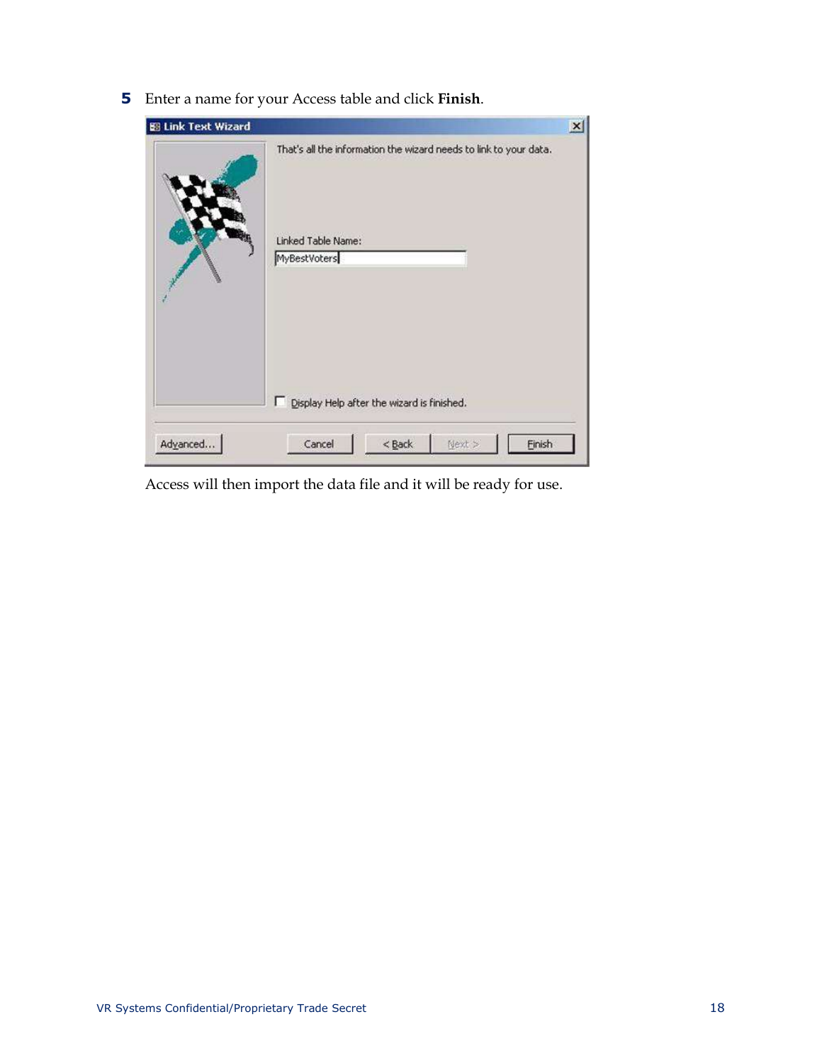**5** Enter a name for your Access table and click **Finish**.

Access will then import the data file and it will be ready for use.